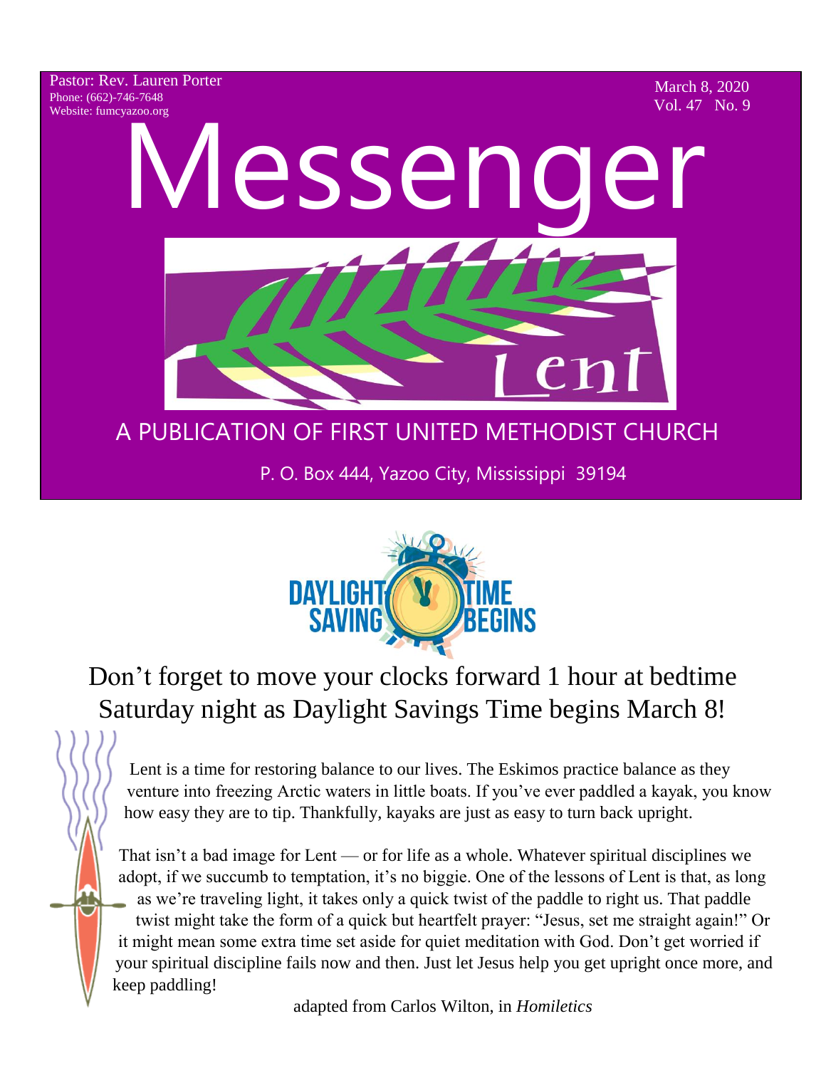Pastor: Rev. Lauren Porter
Phone: (662)-746-7648
Website: fumcyazoo.org

March 8, 2020
Vol. 47 No. 9

# Messenger

Lent

## A PUBLICATION OF FIRST UNITED METHODIST CHURCH

P. O. Box 444, Yazoo City, Mississippi 39194

DAYLIGHT SAVING TIME BEGINS

Don't forget to move your clocks forward 1 hour at bedtime Saturday night as Daylight Savings Time begins March 8!

Lent is a time for restoring balance to our lives. The Eskimos practice balance as they venture into freezing Arctic waters in little boats. If you've ever paddled a kayak, you know how easy they are to tip. Thankfully, kayaks are just as easy to turn back upright.

That isn't a bad image for Lent — or for life as a whole. Whatever spiritual disciplines we adopt, if we succumb to temptation, it's no biggie. One of the lessons of Lent is that, as long as we're traveling light, it takes only a quick twist of the paddle to right us. That paddle twist might take the form of a quick but heartfelt prayer: "Jesus, set me straight again!" Or it might mean some extra time set aside for quiet meditation with God. Don't get worried if your spiritual discipline fails now and then. Just let Jesus help you get upright once more, and keep paddling!

adapted from Carlos Wilton, in *Homiletics*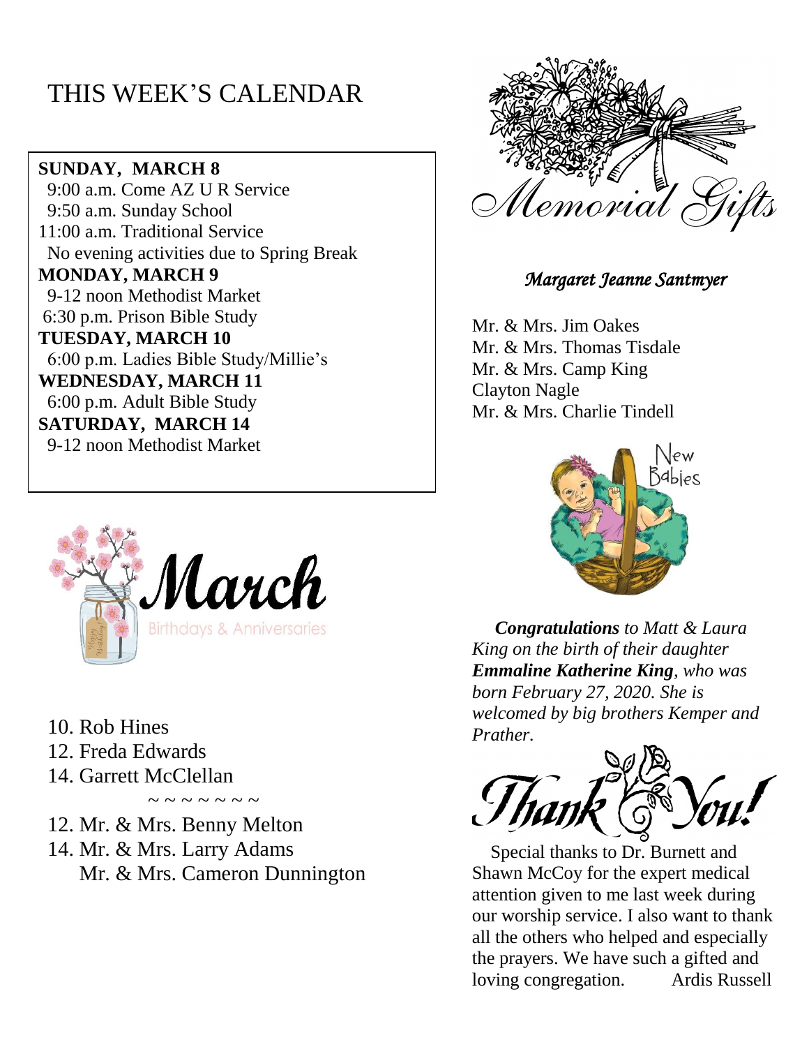# THIS WEEK'S CALENDAR

**SUNDAY, MARCH 8**
9:00 a.m. Come AZ U R Service
9:50 a.m. Sunday School
11:00 a.m. Traditional Service
No evening activities due to Spring Break

**MONDAY, MARCH 9**
9-12 noon Methodist Market
6:30 p.m. Prison Bible Study

**TUESDAY, MARCH 10**
6:00 p.m. Ladies Bible Study/Millie's

**WEDNESDAY, MARCH 11**
6:00 p.m. Adult Bible Study

**SATURDAY, MARCH 14**
9-12 noon Methodist Market

## March
Birthdays & Anniversaries

10. Rob Hines
12. Freda Edwards
14. Garrett McClellan

~ ~ ~ ~ ~ ~ ~ ~

12. Mr. & Mrs. Benny Melton
14. Mr. & Mrs. Larry Adams
    Mr. & Mrs. Cameron Dunnington

## Memorial Gifts

*Margaret Jeanne Santmyer*

Mr. & Mrs. Jim Oakes
Mr. & Mrs. Thomas Tisdale
Mr. & Mrs. Camp King
Clayton Nagle
Mr. & Mrs. Charlie Tindell

## New Babies

***Congratulations** to Matt & Laura King on the birth of their daughter **Emmaline Katherine King**, who was born February 27, 2020. She is welcomed by big brothers Kemper and Prather.*

## Thank You!

Special thanks to Dr. Burnett and Shawn McCoy for the expert medical attention given to me last week during our worship service. I also want to thank all the others who helped and especially the prayers. We have such a gifted and loving congregation. Ardis Russell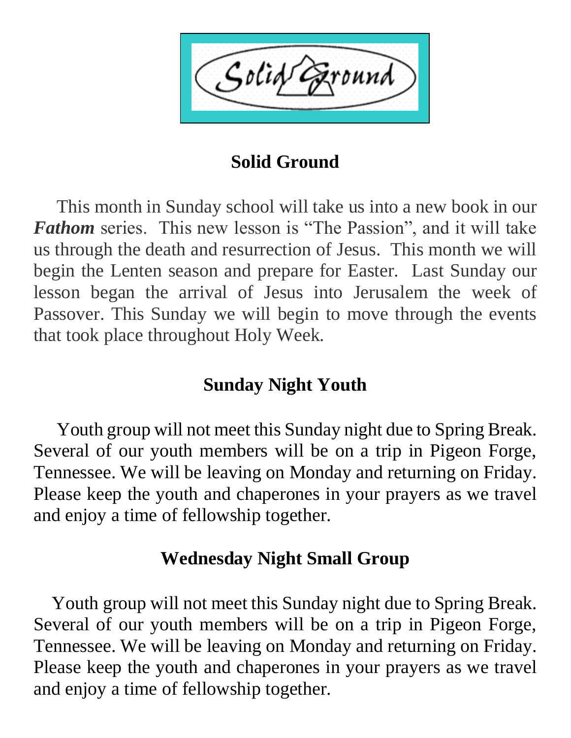# Solid Ground

This month in Sunday school will take us into a new book in our ***Fathom*** series. This new lesson is "The Passion", and it will take us through the death and resurrection of Jesus. This month we will begin the Lenten season and prepare for Easter. Last Sunday our lesson began the arrival of Jesus into Jerusalem the week of Passover. This Sunday we will begin to move through the events that took place throughout Holy Week.

## Sunday Night Youth

Youth group will not meet this Sunday night due to Spring Break. Several of our youth members will be on a trip in Pigeon Forge, Tennessee. We will be leaving on Monday and returning on Friday. Please keep the youth and chaperones in your prayers as we travel and enjoy a time of fellowship together.

## Wednesday Night Small Group

Youth group will not meet this Sunday night due to Spring Break. Several of our youth members will be on a trip in Pigeon Forge, Tennessee. We will be leaving on Monday and returning on Friday. Please keep the youth and chaperones in your prayers as we travel and enjoy a time of fellowship together.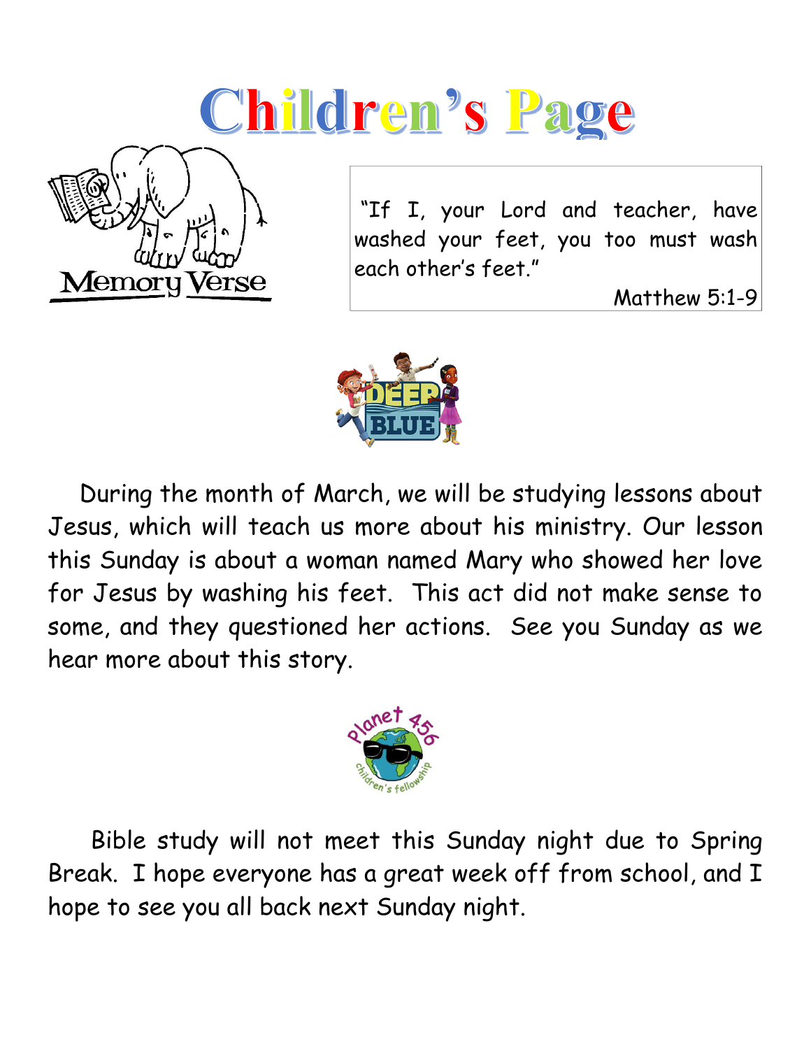# Children's Page

Memory Verse

"If I, your Lord and teacher, have washed your feet, you too must wash each other's feet."

Matthew 5:1-9

During the month of March, we will be studying lessons about Jesus, which will teach us more about his ministry. Our lesson this Sunday is about a woman named Mary who showed her love for Jesus by washing his feet. This act did not make sense to some, and they questioned her actions. See you Sunday as we hear more about this story.

Bible study will not meet this Sunday night due to Spring Break. I hope everyone has a great week off from school, and I hope to see you all back next Sunday night.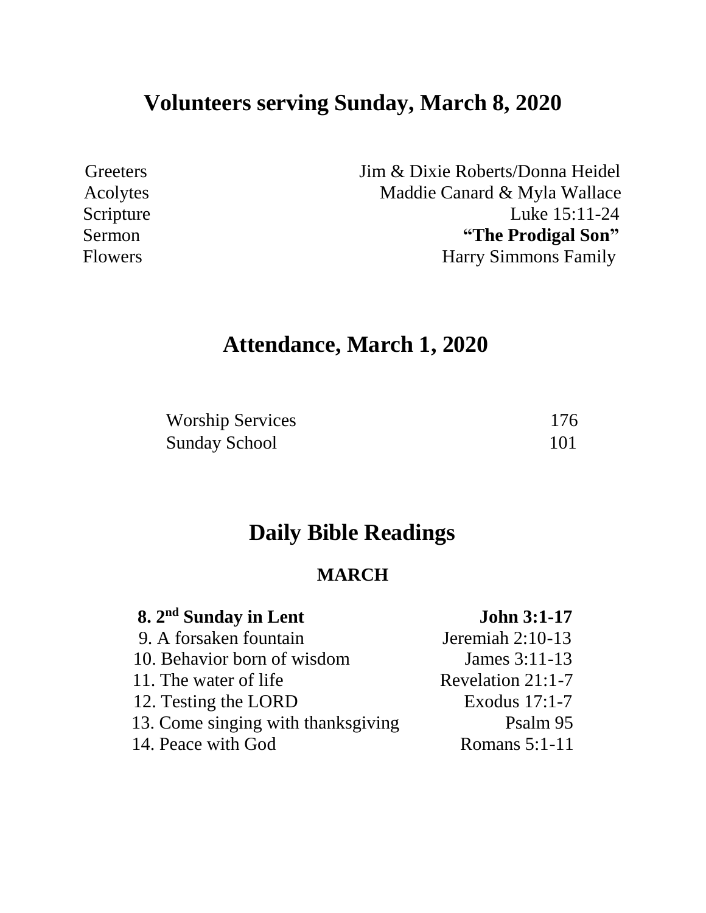## Volunteers serving Sunday, March 8, 2020

| | |
|---|---|
| Greeters | Jim & Dixie Roberts/Donna Heidel |
| Acolytes | Maddie Canard & Myla Wallace |
| Scripture | Luke 15:11-24 |
| Sermon | **"The Prodigal Son"** |
| Flowers | Harry Simmons Family |

## Attendance, March 1, 2020

| | |
|---|---|
| Worship Services | 176 |
| Sunday School | 101 |

## Daily Bible Readings

### MARCH

| | |
|---|---|
| **8. 2nd Sunday in Lent** | **John 3:1-17** |
| 9. A forsaken fountain | Jeremiah 2:10-13 |
| 10. Behavior born of wisdom | James 3:11-13 |
| 11. The water of life | Revelation 21:1-7 |
| 12. Testing the LORD | Exodus 17:1-7 |
| 13. Come singing with thanksgiving | Psalm 95 |
| 14. Peace with God | Romans 5:1-11 |